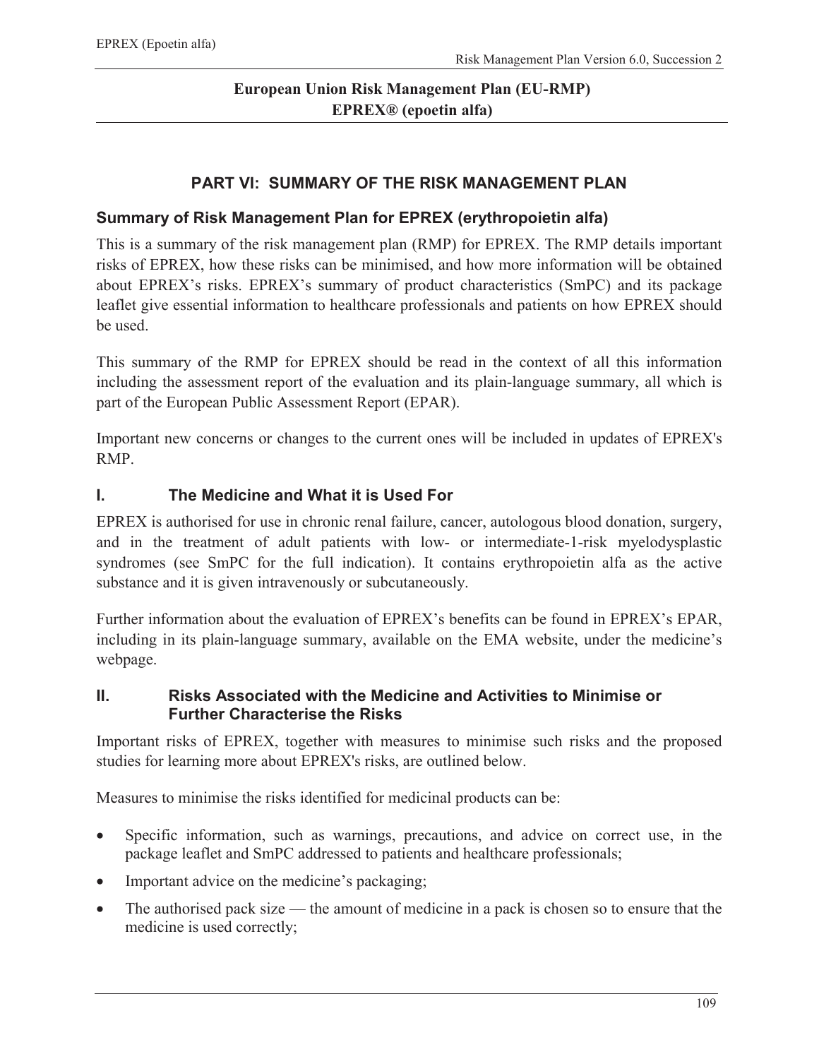# European Union Risk Management Plan (EU-RMP)
# EPREX® (epoetin alfa)

## PART VI: SUMMARY OF THE RISK MANAGEMENT PLAN

### Summary of Risk Management Plan for EPREX (erythropoietin alfa)

This is a summary of the risk management plan (RMP) for EPREX. The RMP details important risks of EPREX, how these risks can be minimised, and how more information will be obtained about EPREX's risks. EPREX's summary of product characteristics (SmPC) and its package leaflet give essential information to healthcare professionals and patients on how EPREX should be used.

This summary of the RMP for EPREX should be read in the context of all this information including the assessment report of the evaluation and its plain-language summary, all which is part of the European Public Assessment Report (EPAR).

Important new concerns or changes to the current ones will be included in updates of EPREX's RMP.

### I. The Medicine and What it is Used For

EPREX is authorised for use in chronic renal failure, cancer, autologous blood donation, surgery, and in the treatment of adult patients with low- or intermediate-1-risk myelodysplastic syndromes (see SmPC for the full indication). It contains erythropoietin alfa as the active substance and it is given intravenously or subcutaneously.

Further information about the evaluation of EPREX's benefits can be found in EPREX's EPAR, including in its plain-language summary, available on the EMA website, under the medicine's webpage.

### II. Risks Associated with the Medicine and Activities to Minimise or Further Characterise the Risks

Important risks of EPREX, together with measures to minimise such risks and the proposed studies for learning more about EPREX's risks, are outlined below.

Measures to minimise the risks identified for medicinal products can be:

- Specific information, such as warnings, precautions, and advice on correct use, in the package leaflet and SmPC addressed to patients and healthcare professionals;
- Important advice on the medicine's packaging;
- The authorised pack size — the amount of medicine in a pack is chosen so to ensure that the medicine is used correctly;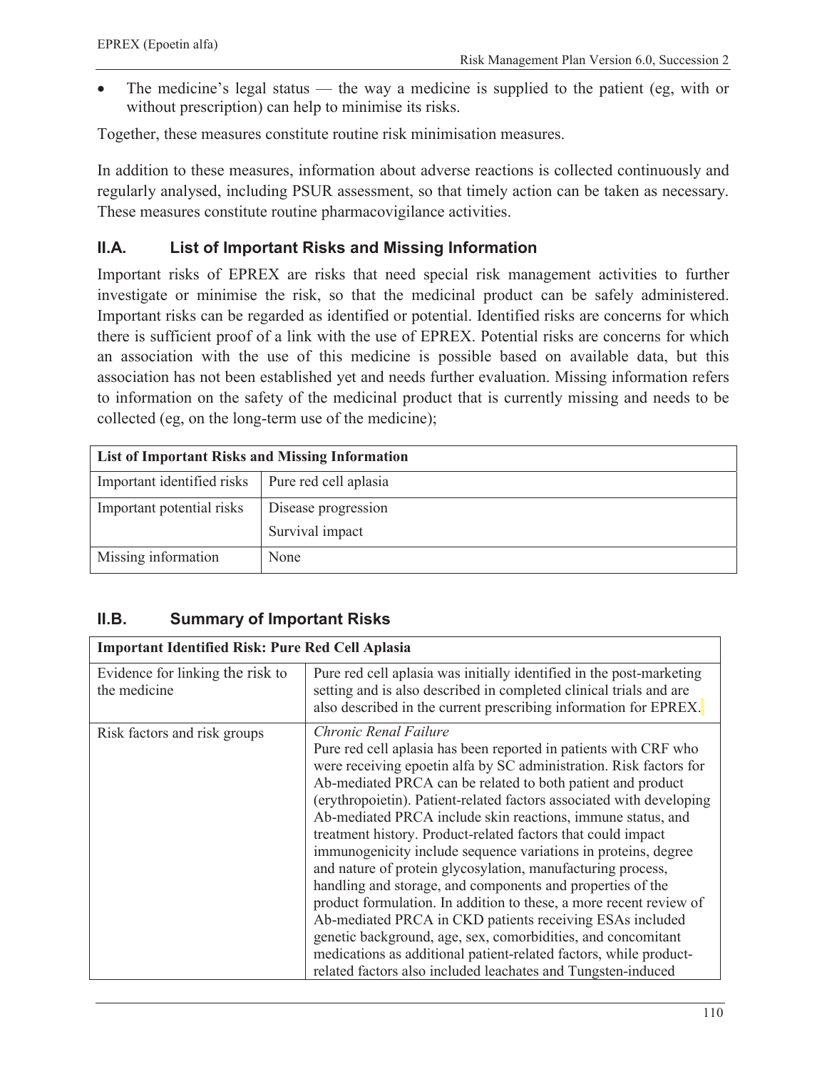- The medicine's legal status — the way a medicine is supplied to the patient (eg, with or without prescription) can help to minimise its risks.

Together, these measures constitute routine risk minimisation measures.

In addition to these measures, information about adverse reactions is collected continuously and regularly analysed, including PSUR assessment, so that timely action can be taken as necessary. These measures constitute routine pharmacovigilance activities.

## II.A. List of Important Risks and Missing Information

Important risks of EPREX are risks that need special risk management activities to further investigate or minimise the risk, so that the medicinal product can be safely administered. Important risks can be regarded as identified or potential. Identified risks are concerns for which there is sufficient proof of a link with the use of EPREX. Potential risks are concerns for which an association with the use of this medicine is possible based on available data, but this association has not been established yet and needs further evaluation. Missing information refers to information on the safety of the medicinal product that is currently missing and needs to be collected (eg, on the long-term use of the medicine);

| **List of Important Risks and Missing Information** | |
|---|---|
| Important identified risks | Pure red cell aplasia |
| Important potential risks | Disease progression<br>Survival impact |
| Missing information | None |

## II.B. Summary of Important Risks

| **Important Identified Risk: Pure Red Cell Aplasia** | |
|---|---|
| Evidence for linking the risk to the medicine | Pure red cell aplasia was initially identified in the post-marketing setting and is also described in completed clinical trials and are also described in the current prescribing information for EPREX. |
| Risk factors and risk groups | *Chronic Renal Failure*<br>Pure red cell aplasia has been reported in patients with CRF who were receiving epoetin alfa by SC administration. Risk factors for Ab-mediated PRCA can be related to both patient and product (erythropoietin). Patient-related factors associated with developing Ab-mediated PRCA include skin reactions, immune status, and treatment history. Product-related factors that could impact immunogenicity include sequence variations in proteins, degree and nature of protein glycosylation, manufacturing process, handling and storage, and components and properties of the product formulation. In addition to these, a more recent review of Ab-mediated PRCA in CKD patients receiving ESAs included genetic background, age, sex, comorbidities, and concomitant medications as additional patient-related factors, while product-related factors also included leachates and Tungsten-induced |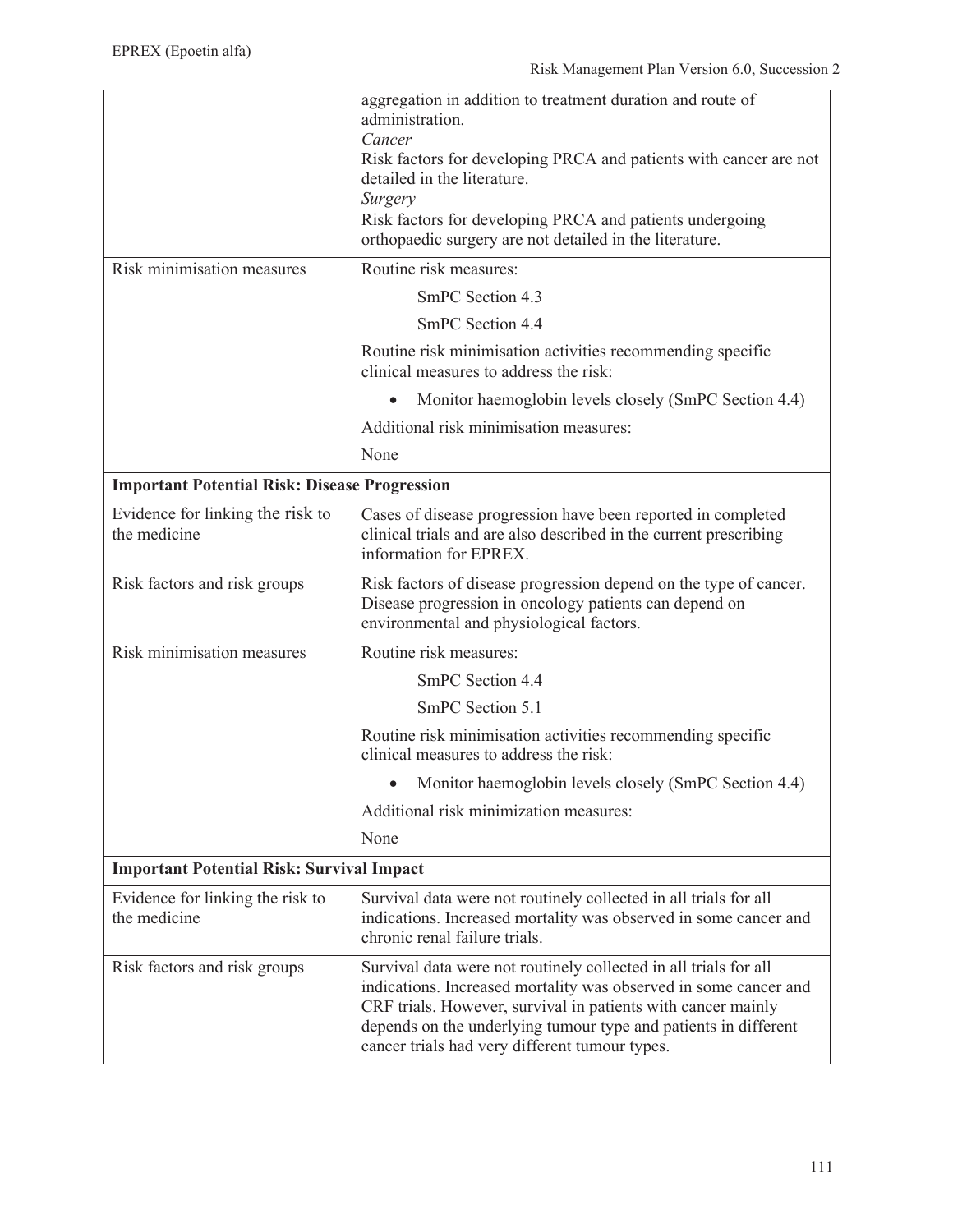| | |
|---|---|
| | aggregation in addition to treatment duration and route of administration.<br>*Cancer*<br>Risk factors for developing PRCA and patients with cancer are not detailed in the literature.<br>*Surgery*<br>Risk factors for developing PRCA and patients undergoing orthopaedic surgery are not detailed in the literature. |
| Risk minimisation measures | Routine risk measures:<br>SmPC Section 4.3<br>SmPC Section 4.4<br>Routine risk minimisation activities recommending specific clinical measures to address the risk:<br>• Monitor haemoglobin levels closely (SmPC Section 4.4)<br>Additional risk minimisation measures:<br>None |
| **Important Potential Risk: Disease Progression** | |
| Evidence for linking the risk to the medicine | Cases of disease progression have been reported in completed clinical trials and are also described in the current prescribing information for EPREX. |
| Risk factors and risk groups | Risk factors of disease progression depend on the type of cancer. Disease progression in oncology patients can depend on environmental and physiological factors. |
| Risk minimisation measures | Routine risk measures:<br>SmPC Section 4.4<br>SmPC Section 5.1<br>Routine risk minimisation activities recommending specific clinical measures to address the risk:<br>• Monitor haemoglobin levels closely (SmPC Section 4.4)<br>Additional risk minimization measures:<br>None |
| **Important Potential Risk: Survival Impact** | |
| Evidence for linking the risk to the medicine | Survival data were not routinely collected in all trials for all indications. Increased mortality was observed in some cancer and chronic renal failure trials. |
| Risk factors and risk groups | Survival data were not routinely collected in all trials for all indications. Increased mortality was observed in some cancer and CRF trials. However, survival in patients with cancer mainly depends on the underlying tumour type and patients in different cancer trials had very different tumour types. |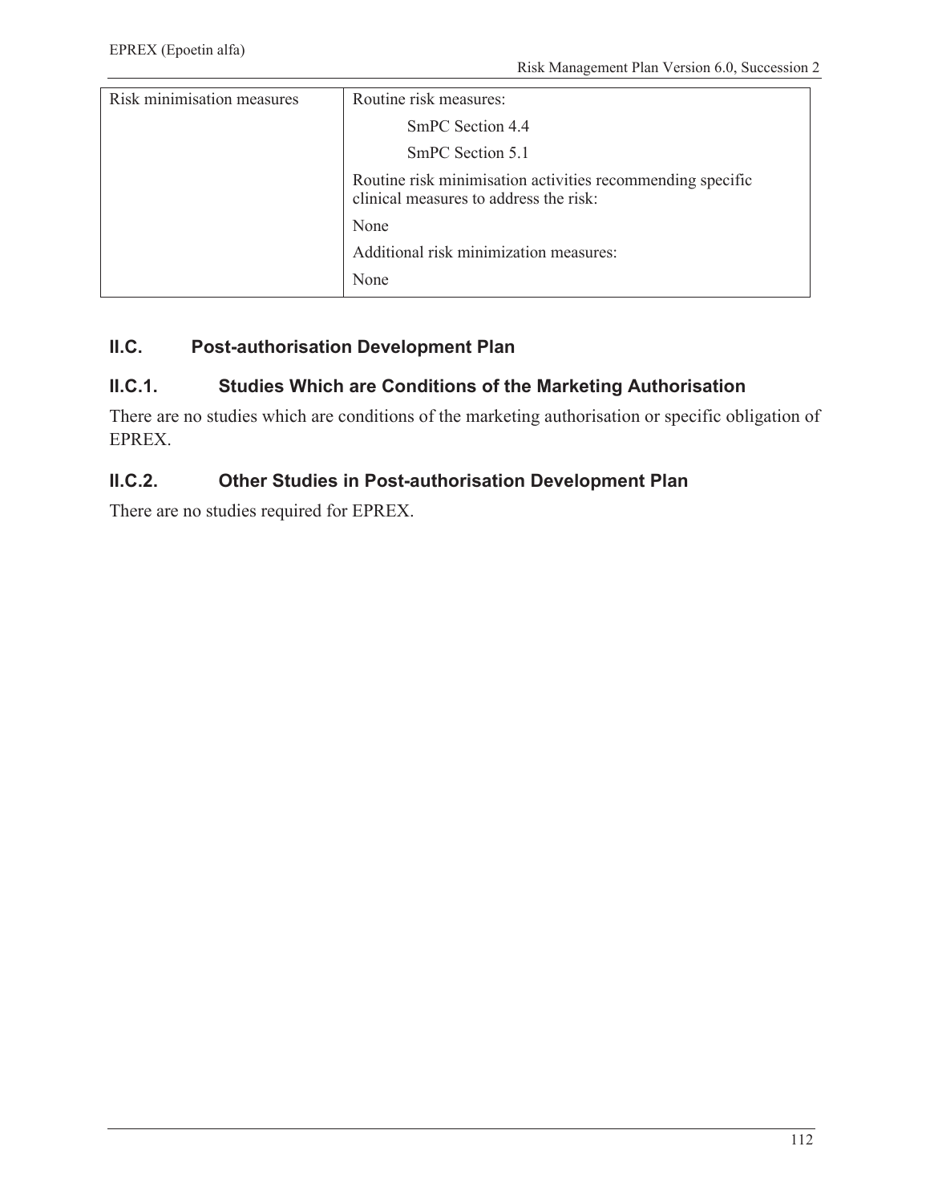| | |
|---|---|
| Risk minimisation measures | Routine risk measures:<br>SmPC Section 4.4<br>SmPC Section 5.1<br>Routine risk minimisation activities recommending specific clinical measures to address the risk:<br>None<br>Additional risk minimization measures:<br>None |

## II.C. Post-authorisation Development Plan

### II.C.1. Studies Which are Conditions of the Marketing Authorisation

There are no studies which are conditions of the marketing authorisation or specific obligation of EPREX.

### II.C.2. Other Studies in Post-authorisation Development Plan

There are no studies required for EPREX.